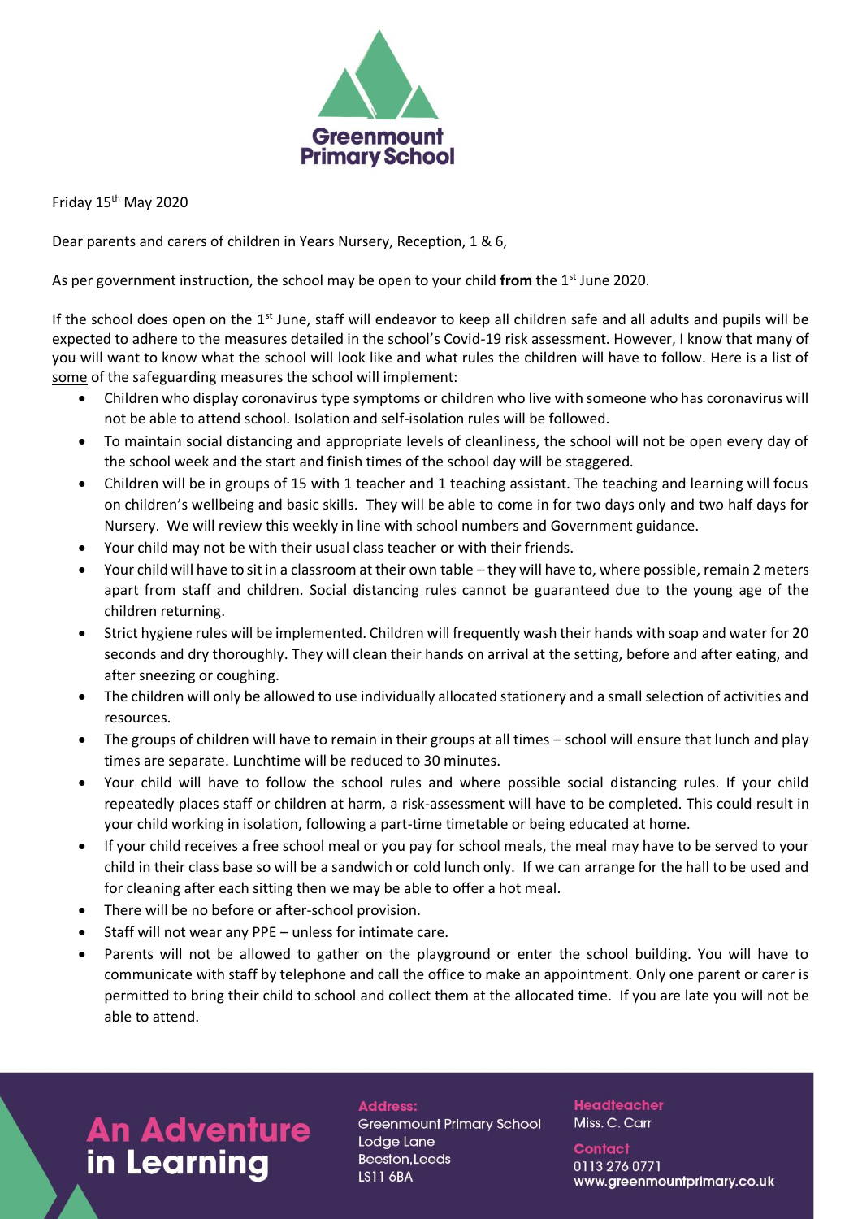# Greenmount Primary School

Friday 15th May 2020

Dear parents and carers of children in Years Nursery, Reception, 1 & 6,

As per government instruction, the school may be open to your child **from** the 1st June 2020.

If the school does open on the 1st June, staff will endeavor to keep all children safe and all adults and pupils will be expected to adhere to the measures detailed in the school's Covid-19 risk assessment. However, I know that many of you will want to know what the school will look like and what rules the children will have to follow. Here is a list of some of the safeguarding measures the school will implement:

- Children who display coronavirus type symptoms or children who live with someone who has coronavirus will not be able to attend school. Isolation and self-isolation rules will be followed.
- To maintain social distancing and appropriate levels of cleanliness, the school will not be open every day of the school week and the start and finish times of the school day will be staggered.
- Children will be in groups of 15 with 1 teacher and 1 teaching assistant. The teaching and learning will focus on children's wellbeing and basic skills. They will be able to come in for two days only and two half days for Nursery. We will review this weekly in line with school numbers and Government guidance.
- Your child may not be with their usual class teacher or with their friends.
- Your child will have to sit in a classroom at their own table – they will have to, where possible, remain 2 meters apart from staff and children. Social distancing rules cannot be guaranteed due to the young age of the children returning.
- Strict hygiene rules will be implemented. Children will frequently wash their hands with soap and water for 20 seconds and dry thoroughly. They will clean their hands on arrival at the setting, before and after eating, and after sneezing or coughing.
- The children will only be allowed to use individually allocated stationery and a small selection of activities and resources.
- The groups of children will have to remain in their groups at all times – school will ensure that lunch and play times are separate. Lunchtime will be reduced to 30 minutes.
- Your child will have to follow the school rules and where possible social distancing rules. If your child repeatedly places staff or children at harm, a risk-assessment will have to be completed. This could result in your child working in isolation, following a part-time timetable or being educated at home.
- If your child receives a free school meal or you pay for school meals, the meal may have to be served to your child in their class base so will be a sandwich or cold lunch only. If we can arrange for the hall to be used and for cleaning after each sitting then we may be able to offer a hot meal.
- There will be no before or after-school provision.
- Staff will not wear any PPE – unless for intimate care.
- Parents will not be allowed to gather on the playground or enter the school building. You will have to communicate with staff by telephone and call the office to make an appointment. Only one parent or carer is permitted to bring their child to school and collect them at the allocated time. If you are late you will not be able to attend.

**An Adventure in Learning**

**Address:**
Greenmount Primary School
Lodge Lane
Beeston,Leeds
LS11 6BA

**Headteacher**
Miss. C. Carr

**Contact**
0113 276 0771
www.greenmountprimary.co.uk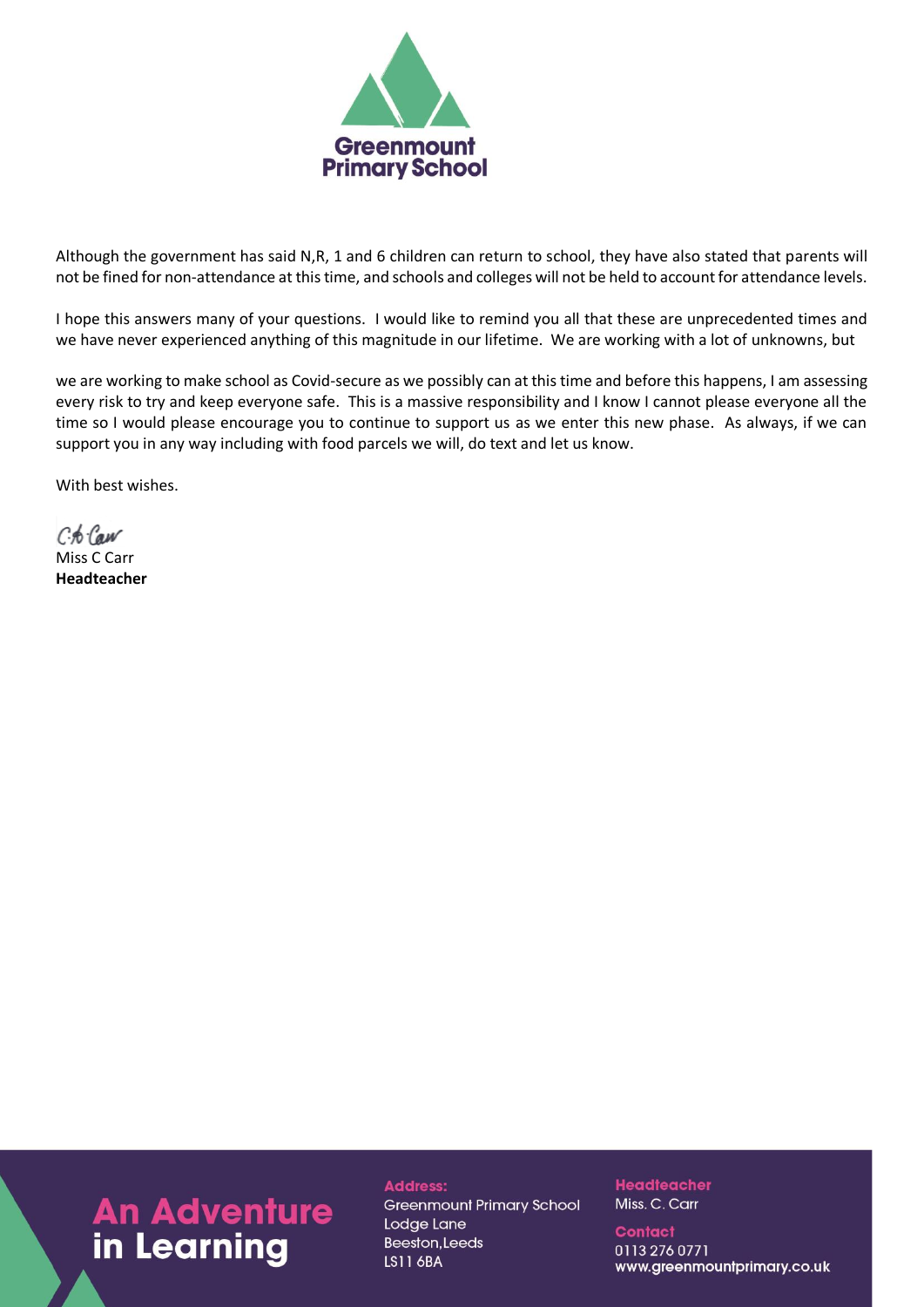Greenmount Primary School

Although the government has said N,R, 1 and 6 children can return to school, they have also stated that parents will not be fined for non-attendance at this time, and schools and colleges will not be held to account for attendance levels.

I hope this answers many of your questions. I would like to remind you all that these are unprecedented times and we have never experienced anything of this magnitude in our lifetime. We are working with a lot of unknowns, but

we are working to make school as Covid-secure as we possibly can at this time and before this happens, I am assessing every risk to try and keep everyone safe. This is a massive responsibility and I know I cannot please everyone all the time so I would please encourage you to continue to support us as we enter this new phase. As always, if we can support you in any way including with food parcels we will, do text and let us know.

With best wishes.

Miss C Carr
**Headteacher**

An Adventure in Learning

**Address:**
Greenmount Primary School
Lodge Lane
Beeston,Leeds
LS11 6BA

**Headteacher**
Miss. C. Carr

**Contact**
0113 276 0771
www.greenmountprimary.co.uk